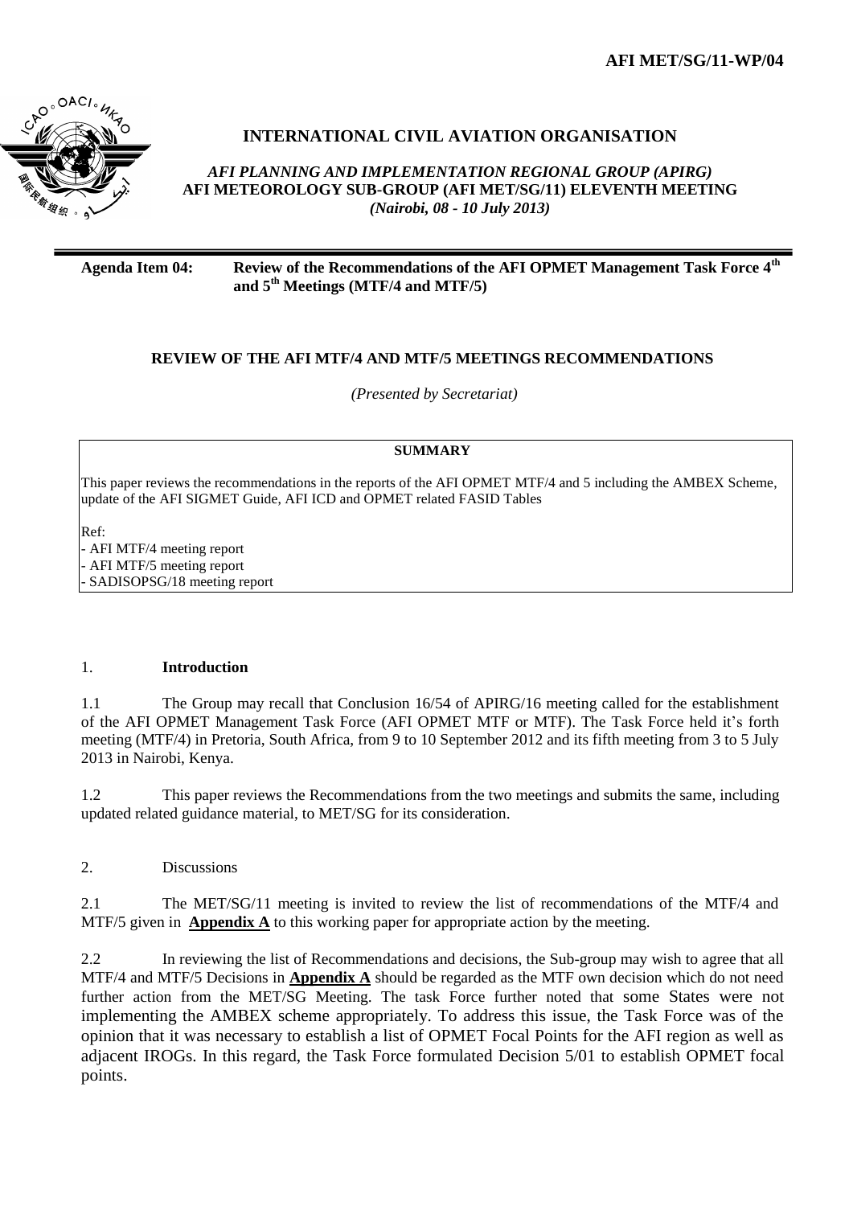**AFI MET/SG/11-WP/04**

# INTERNATIONAL CIVIL AVIATION ORGANISATION

*AFI PLANNING AND IMPLEMENTATION REGIONAL GROUP (APIRG)*
**AFI METEOROLOGY SUB-GROUP (AFI MET/SG/11) ELEVENTH MEETING**
*(Nairobi, 08 - 10 July 2013)*

---

**Agenda Item 04:** **Review of the Recommendations of the AFI OPMET Management Task Force 4th and 5th Meetings (MTF/4 and MTF/5)**

## REVIEW OF THE AFI MTF/4 AND MTF/5 MEETINGS RECOMMENDATIONS

*(Presented by Secretariat)*

| **SUMMARY** |
|---|
| This paper reviews the recommendations in the reports of the AFI OPMET MTF/4 and 5 including the AMBEX Scheme, update of the AFI SIGMET Guide, AFI ICD and OPMET related FASID Tables<br><br>Ref:<br>- AFI MTF/4 meeting report<br>- AFI MTF/5 meeting report<br>- SADISOPSG/18 meeting report |

## 1. **Introduction**

1.1 The Group may recall that Conclusion 16/54 of APIRG/16 meeting called for the establishment of the AFI OPMET Management Task Force (AFI OPMET MTF or MTF). The Task Force held it's forth meeting (MTF/4) in Pretoria, South Africa, from 9 to 10 September 2012 and its fifth meeting from 3 to 5 July 2013 in Nairobi, Kenya.

1.2 This paper reviews the Recommendations from the two meetings and submits the same, including updated related guidance material, to MET/SG for its consideration.

## 2. Discussions

2.1 The MET/SG/11 meeting is invited to review the list of recommendations of the MTF/4 and MTF/5 given in **Appendix A** to this working paper for appropriate action by the meeting.

2.2 In reviewing the list of Recommendations and decisions, the Sub-group may wish to agree that all MTF/4 and MTF/5 Decisions in **Appendix A** should be regarded as the MTF own decision which do not need further action from the MET/SG Meeting. The task Force further noted that some States were not implementing the AMBEX scheme appropriately. To address this issue, the Task Force was of the opinion that it was necessary to establish a list of OPMET Focal Points for the AFI region as well as adjacent IROGs. In this regard, the Task Force formulated Decision 5/01 to establish OPMET focal points.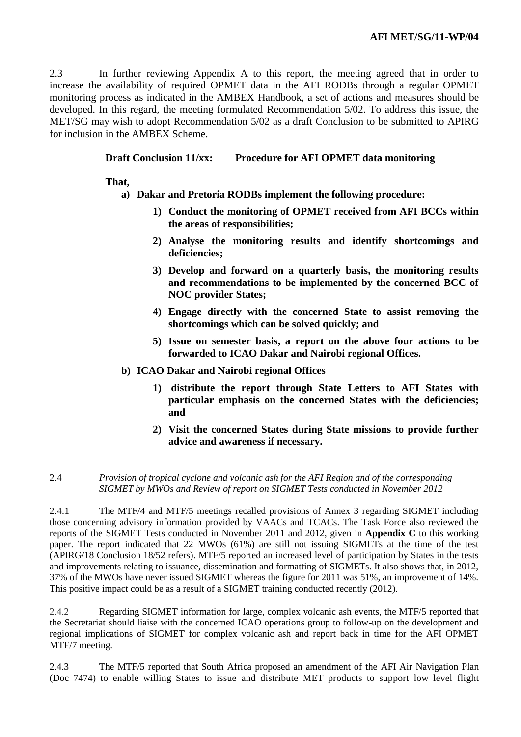2.3 In further reviewing Appendix A to this report, the meeting agreed that in order to increase the availability of required OPMET data in the AFI RODBs through a regular OPMET monitoring process as indicated in the AMBEX Handbook, a set of actions and measures should be developed. In this regard, the meeting formulated Recommendation 5/02. To address this issue, the MET/SG may wish to adopt Recommendation 5/02 as a draft Conclusion to be submitted to APIRG for inclusion in the AMBEX Scheme.

**Draft Conclusion 11/xx: Procedure for AFI OPMET data monitoring**

**That,**

**a) Dakar and Pretoria RODBs implement the following procedure:**

**1) Conduct the monitoring of OPMET received from AFI BCCs within the areas of responsibilities;**

**2) Analyse the monitoring results and identify shortcomings and deficiencies;**

**3) Develop and forward on a quarterly basis, the monitoring results and recommendations to be implemented by the concerned BCC of NOC provider States;**

**4) Engage directly with the concerned State to assist removing the shortcomings which can be solved quickly; and**

**5) Issue on semester basis, a report on the above four actions to be forwarded to ICAO Dakar and Nairobi regional Offices.**

**b) ICAO Dakar and Nairobi regional Offices**

**1) distribute the report through State Letters to AFI States with particular emphasis on the concerned States with the deficiencies; and**

**2) Visit the concerned States during State missions to provide further advice and awareness if necessary.**

2.4 *Provision of tropical cyclone and volcanic ash for the AFI Region and of the corresponding SIGMET by MWOs and Review of report on SIGMET Tests conducted in November 2012*

2.4.1 The MTF/4 and MTF/5 meetings recalled provisions of Annex 3 regarding SIGMET including those concerning advisory information provided by VAACs and TCACs. The Task Force also reviewed the reports of the SIGMET Tests conducted in November 2011 and 2012, given in **Appendix C** to this working paper. The report indicated that 22 MWOs (61%) are still not issuing SIGMETs at the time of the test (APIRG/18 Conclusion 18/52 refers). MTF/5 reported an increased level of participation by States in the tests and improvements relating to issuance, dissemination and formatting of SIGMETs. It also shows that, in 2012, 37% of the MWOs have never issued SIGMET whereas the figure for 2011 was 51%, an improvement of 14%. This positive impact could be as a result of a SIGMET training conducted recently (2012).

2.4.2 Regarding SIGMET information for large, complex volcanic ash events, the MTF/5 reported that the Secretariat should liaise with the concerned ICAO operations group to follow-up on the development and regional implications of SIGMET for complex volcanic ash and report back in time for the AFI OPMET MTF/7 meeting.

2.4.3 The MTF/5 reported that South Africa proposed an amendment of the AFI Air Navigation Plan (Doc 7474) to enable willing States to issue and distribute MET products to support low level flight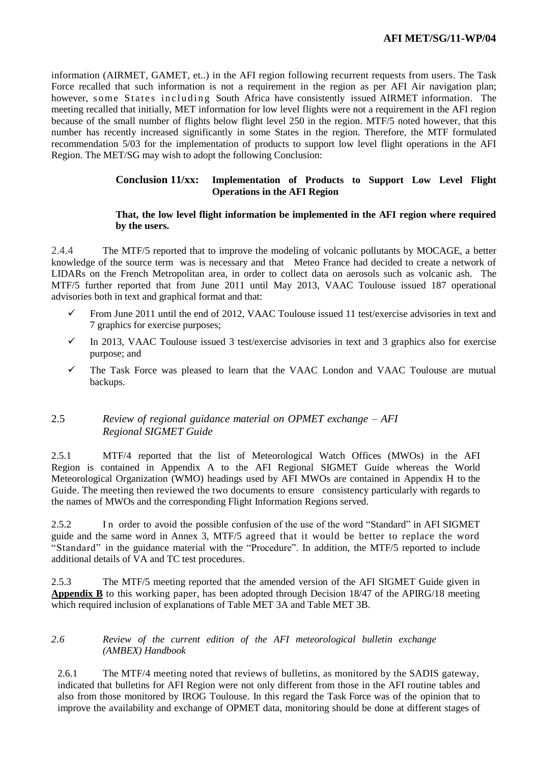information (AIRMET, GAMET, et..) in the AFI region following recurrent requests from users. The Task Force recalled that such information is not a requirement in the region as per AFI Air navigation plan; however, some States including South Africa have consistently issued AIRMET information. The meeting recalled that initially, MET information for low level flights were not a requirement in the AFI region because of the small number of flights below flight level 250 in the region. MTF/5 noted however, that this number has recently increased significantly in some States in the region. Therefore, the MTF formulated recommendation 5/03 for the implementation of products to support low level flight operations in the AFI Region. The MET/SG may wish to adopt the following Conclusion:

> **Conclusion 11/xx: Implementation of Products to Support Low Level Flight Operations in the AFI Region**
>
> **That, the low level flight information be implemented in the AFI region where required by the users.**

2.4.4 The MTF/5 reported that to improve the modeling of volcanic pollutants by MOCAGE, a better knowledge of the source term was is necessary and that Meteo France had decided to create a network of LIDARs on the French Metropolitan area, in order to collect data on aerosols such as volcanic ash. The MTF/5 further reported that from June 2011 until May 2013, VAAC Toulouse issued 187 operational advisories both in text and graphical format and that:

- ✓ From June 2011 until the end of 2012, VAAC Toulouse issued 11 test/exercise advisories in text and 7 graphics for exercise purposes;
- ✓ In 2013, VAAC Toulouse issued 3 test/exercise advisories in text and 3 graphics also for exercise purpose; and
- ✓ The Task Force was pleased to learn that the VAAC London and VAAC Toulouse are mutual backups.

## 2.5 *Review of regional guidance material on OPMET exchange – AFI Regional SIGMET Guide*

2.5.1 MTF/4 reported that the list of Meteorological Watch Offices (MWOs) in the AFI Region is contained in Appendix A to the AFI Regional SIGMET Guide whereas the World Meteorological Organization (WMO) headings used by AFI MWOs are contained in Appendix H to the Guide. The meeting then reviewed the two documents to ensure consistency particularly with regards to the names of MWOs and the corresponding Flight Information Regions served.

2.5.2 In order to avoid the possible confusion of the use of the word "Standard" in AFI SIGMET guide and the same word in Annex 3, MTF/5 agreed that it would be better to replace the word "Standard" in the guidance material with the "Procedure". In addition, the MTF/5 reported to include additional details of VA and TC test procedures.

2.5.3 The MTF/5 meeting reported that the amended version of the AFI SIGMET Guide given in **Appendix B** to this working paper, has been adopted through Decision 18/47 of the APIRG/18 meeting which required inclusion of explanations of Table MET 3A and Table MET 3B.

## *2.6 Review of the current edition of the AFI meteorological bulletin exchange (AMBEX) Handbook*

2.6.1 The MTF/4 meeting noted that reviews of bulletins, as monitored by the SADIS gateway, indicated that bulletins for AFI Region were not only different from those in the AFI routine tables and also from those monitored by IROG Toulouse. In this regard the Task Force was of the opinion that to improve the availability and exchange of OPMET data, monitoring should be done at different stages of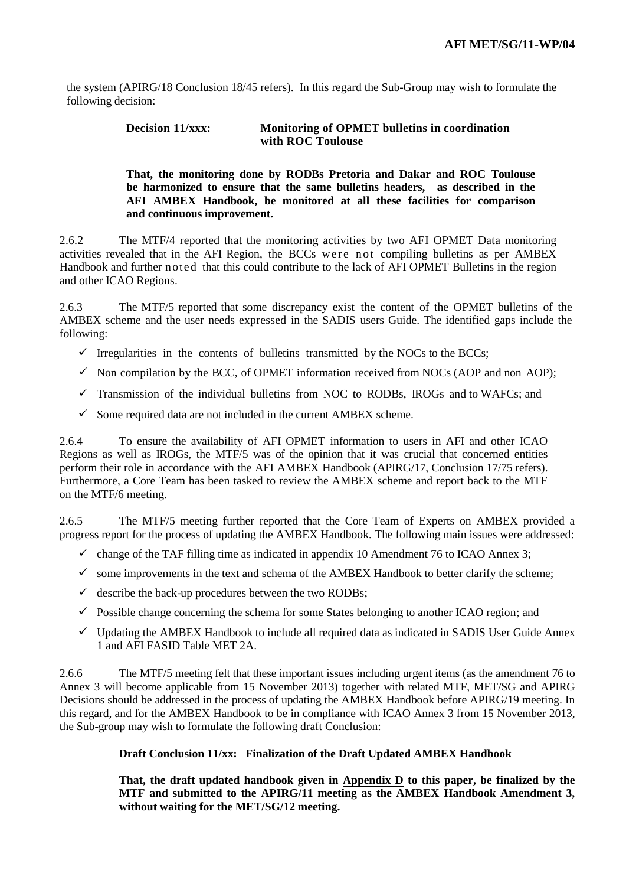the system (APIRG/18 Conclusion 18/45 refers). In this regard the Sub-Group may wish to formulate the following decision:

**Decision 11/xxx: Monitoring of OPMET bulletins in coordination with ROC Toulouse**

**That, the monitoring done by RODBs Pretoria and Dakar and ROC Toulouse be harmonized to ensure that the same bulletins headers, as described in the AFI AMBEX Handbook, be monitored at all these facilities for comparison and continuous improvement.**

2.6.2 The MTF/4 reported that the monitoring activities by two AFI OPMET Data monitoring activities revealed that in the AFI Region, the BCCs were not compiling bulletins as per AMBEX Handbook and further noted that this could contribute to the lack of AFI OPMET Bulletins in the region and other ICAO Regions.

2.6.3 The MTF/5 reported that some discrepancy exist the content of the OPMET bulletins of the AMBEX scheme and the user needs expressed in the SADIS users Guide. The identified gaps include the following:

- ✓ Irregularities in the contents of bulletins transmitted by the NOCs to the BCCs;
- ✓ Non compilation by the BCC, of OPMET information received from NOCs (AOP and non AOP);
- ✓ Transmission of the individual bulletins from NOC to RODBs, IROGs and to WAFCs; and
- ✓ Some required data are not included in the current AMBEX scheme.

2.6.4 To ensure the availability of AFI OPMET information to users in AFI and other ICAO Regions as well as IROGs, the MTF/5 was of the opinion that it was crucial that concerned entities perform their role in accordance with the AFI AMBEX Handbook (APIRG/17, Conclusion 17/75 refers). Furthermore, a Core Team has been tasked to review the AMBEX scheme and report back to the MTF on the MTF/6 meeting.

2.6.5 The MTF/5 meeting further reported that the Core Team of Experts on AMBEX provided a progress report for the process of updating the AMBEX Handbook. The following main issues were addressed:

- ✓ change of the TAF filling time as indicated in appendix 10 Amendment 76 to ICAO Annex 3;
- ✓ some improvements in the text and schema of the AMBEX Handbook to better clarify the scheme;
- ✓ describe the back-up procedures between the two RODBs;
- ✓ Possible change concerning the schema for some States belonging to another ICAO region; and
- ✓ Updating the AMBEX Handbook to include all required data as indicated in SADIS User Guide Annex 1 and AFI FASID Table MET 2A.

2.6.6 The MTF/5 meeting felt that these important issues including urgent items (as the amendment 76 to Annex 3 will become applicable from 15 November 2013) together with related MTF, MET/SG and APIRG Decisions should be addressed in the process of updating the AMBEX Handbook before APIRG/19 meeting. In this regard, and for the AMBEX Handbook to be in compliance with ICAO Annex 3 from 15 November 2013, the Sub-group may wish to formulate the following draft Conclusion:

**Draft Conclusion 11/xx: Finalization of the Draft Updated AMBEX Handbook**

**That, the draft updated handbook given in <u>Appendix D</u> to this paper, be finalized by the MTF and submitted to the APIRG/11 meeting as the AMBEX Handbook Amendment 3, without waiting for the MET/SG/12 meeting.**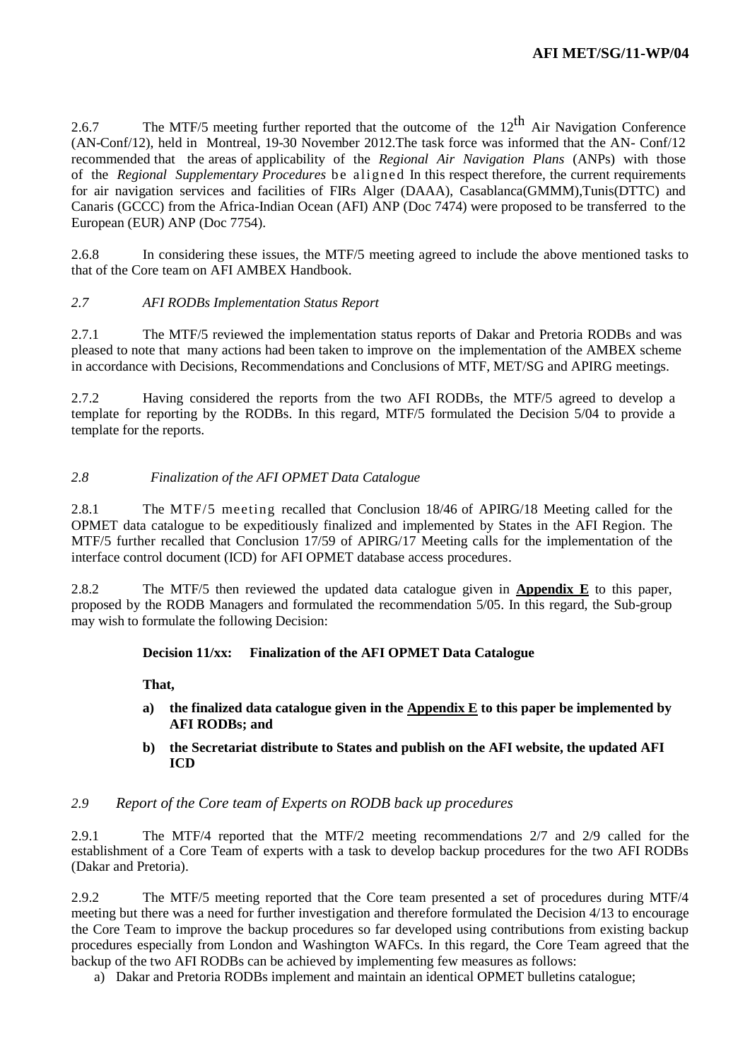2.6.7 The MTF/5 meeting further reported that the outcome of the 12th Air Navigation Conference (AN-Conf/12), held in Montreal, 19-30 November 2012.The task force was informed that the AN- Conf/12 recommended that the areas of applicability of the *Regional Air Navigation Plans* (ANPs) with those of the *Regional Supplementary Procedures* be aligned In this respect therefore, the current requirements for air navigation services and facilities of FIRs Alger (DAAA), Casablanca(GMMM),Tunis(DTTC) and Canaris (GCCC) from the Africa-Indian Ocean (AFI) ANP (Doc 7474) were proposed to be transferred to the European (EUR) ANP (Doc 7754).

2.6.8 In considering these issues, the MTF/5 meeting agreed to include the above mentioned tasks to that of the Core team on AFI AMBEX Handbook.

*2.7 AFI RODBs Implementation Status Report*

2.7.1 The MTF/5 reviewed the implementation status reports of Dakar and Pretoria RODBs and was pleased to note that many actions had been taken to improve on the implementation of the AMBEX scheme in accordance with Decisions, Recommendations and Conclusions of MTF, MET/SG and APIRG meetings.

2.7.2 Having considered the reports from the two AFI RODBs, the MTF/5 agreed to develop a template for reporting by the RODBs. In this regard, MTF/5 formulated the Decision 5/04 to provide a template for the reports.

*2.8 Finalization of the AFI OPMET Data Catalogue*

2.8.1 The MTF/5 meeting recalled that Conclusion 18/46 of APIRG/18 Meeting called for the OPMET data catalogue to be expeditiously finalized and implemented by States in the AFI Region. The MTF/5 further recalled that Conclusion 17/59 of APIRG/17 Meeting calls for the implementation of the interface control document (ICD) for AFI OPMET database access procedures.

2.8.2 The MTF/5 then reviewed the updated data catalogue given in **Appendix E** to this paper, proposed by the RODB Managers and formulated the recommendation 5/05. In this regard, the Sub-group may wish to formulate the following Decision:

**Decision 11/xx: Finalization of the AFI OPMET Data Catalogue**

**That,**

a) **the finalized data catalogue given in the Appendix E to this paper be implemented by AFI RODBs; and**

b) **the Secretariat distribute to States and publish on the AFI website, the updated AFI ICD**

*2.9 Report of the Core team of Experts on RODB back up procedures*

2.9.1 The MTF/4 reported that the MTF/2 meeting recommendations 2/7 and 2/9 called for the establishment of a Core Team of experts with a task to develop backup procedures for the two AFI RODBs (Dakar and Pretoria).

2.9.2 The MTF/5 meeting reported that the Core team presented a set of procedures during MTF/4 meeting but there was a need for further investigation and therefore formulated the Decision 4/13 to encourage the Core Team to improve the backup procedures so far developed using contributions from existing backup procedures especially from London and Washington WAFCs. In this regard, the Core Team agreed that the backup of the two AFI RODBs can be achieved by implementing few measures as follows:

a) Dakar and Pretoria RODBs implement and maintain an identical OPMET bulletins catalogue;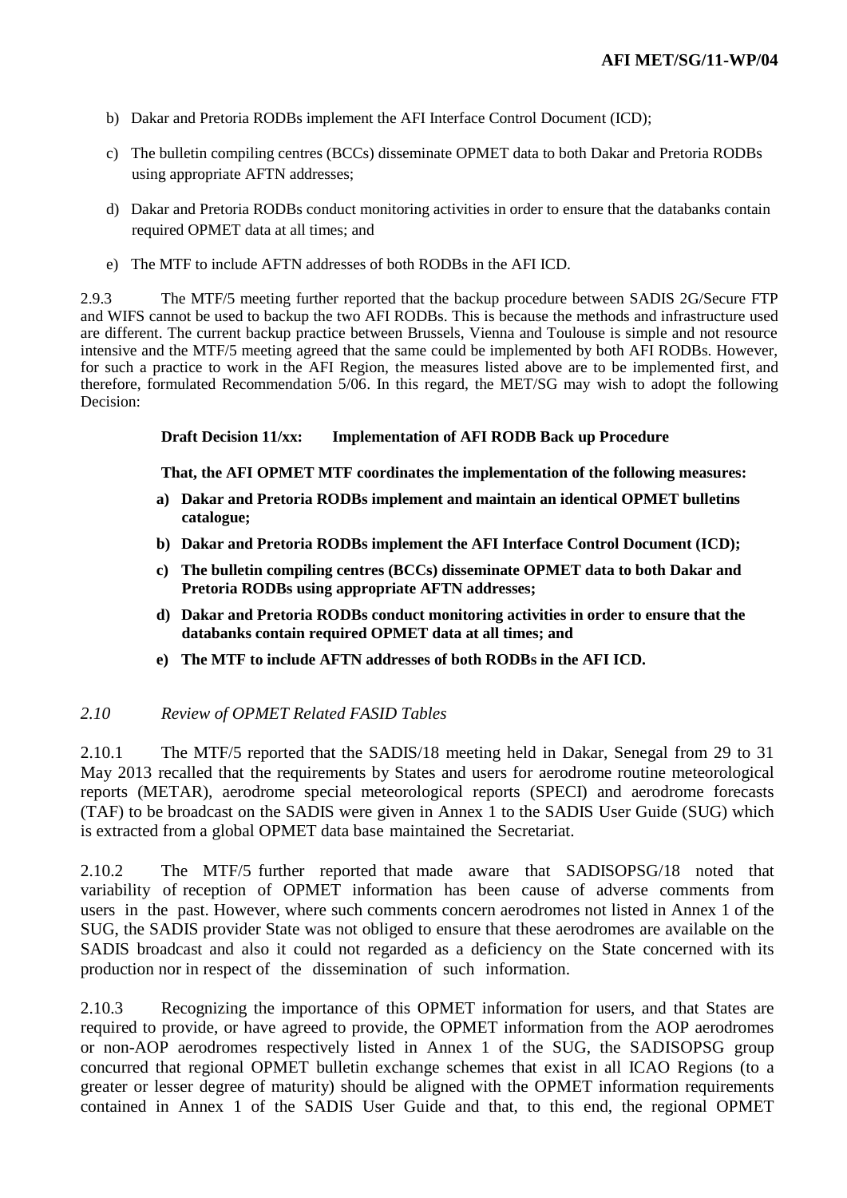b) Dakar and Pretoria RODBs implement the AFI Interface Control Document (ICD);

c) The bulletin compiling centres (BCCs) disseminate OPMET data to both Dakar and Pretoria RODBs using appropriate AFTN addresses;

d) Dakar and Pretoria RODBs conduct monitoring activities in order to ensure that the databanks contain required OPMET data at all times; and

e) The MTF to include AFTN addresses of both RODBs in the AFI ICD.

2.9.3 The MTF/5 meeting further reported that the backup procedure between SADIS 2G/Secure FTP and WIFS cannot be used to backup the two AFI RODBs. This is because the methods and infrastructure used are different. The current backup practice between Brussels, Vienna and Toulouse is simple and not resource intensive and the MTF/5 meeting agreed that the same could be implemented by both AFI RODBs. However, for such a practice to work in the AFI Region, the measures listed above are to be implemented first, and therefore, formulated Recommendation 5/06. In this regard, the MET/SG may wish to adopt the following Decision:

**Draft Decision 11/xx: Implementation of AFI RODB Back up Procedure**

**That, the AFI OPMET MTF coordinates the implementation of the following measures:**

**a) Dakar and Pretoria RODBs implement and maintain an identical OPMET bulletins catalogue;**

**b) Dakar and Pretoria RODBs implement the AFI Interface Control Document (ICD);**

**c) The bulletin compiling centres (BCCs) disseminate OPMET data to both Dakar and Pretoria RODBs using appropriate AFTN addresses;**

**d) Dakar and Pretoria RODBs conduct monitoring activities in order to ensure that the databanks contain required OPMET data at all times; and**

**e) The MTF to include AFTN addresses of both RODBs in the AFI ICD.**

*2.10 Review of OPMET Related FASID Tables*

2.10.1 The MTF/5 reported that the SADIS/18 meeting held in Dakar, Senegal from 29 to 31 May 2013 recalled that the requirements by States and users for aerodrome routine meteorological reports (METAR), aerodrome special meteorological reports (SPECI) and aerodrome forecasts (TAF) to be broadcast on the SADIS were given in Annex 1 to the SADIS User Guide (SUG) which is extracted from a global OPMET data base maintained the Secretariat.

2.10.2 The MTF/5 further reported that made aware that SADISOPSG/18 noted that variability of reception of OPMET information has been cause of adverse comments from users in the past. However, where such comments concern aerodromes not listed in Annex 1 of the SUG, the SADIS provider State was not obliged to ensure that these aerodromes are available on the SADIS broadcast and also it could not regarded as a deficiency on the State concerned with its production nor in respect of the dissemination of such information.

2.10.3 Recognizing the importance of this OPMET information for users, and that States are required to provide, or have agreed to provide, the OPMET information from the AOP aerodromes or non-AOP aerodromes respectively listed in Annex 1 of the SUG, the SADISOPSG group concurred that regional OPMET bulletin exchange schemes that exist in all ICAO Regions (to a greater or lesser degree of maturity) should be aligned with the OPMET information requirements contained in Annex 1 of the SADIS User Guide and that, to this end, the regional OPMET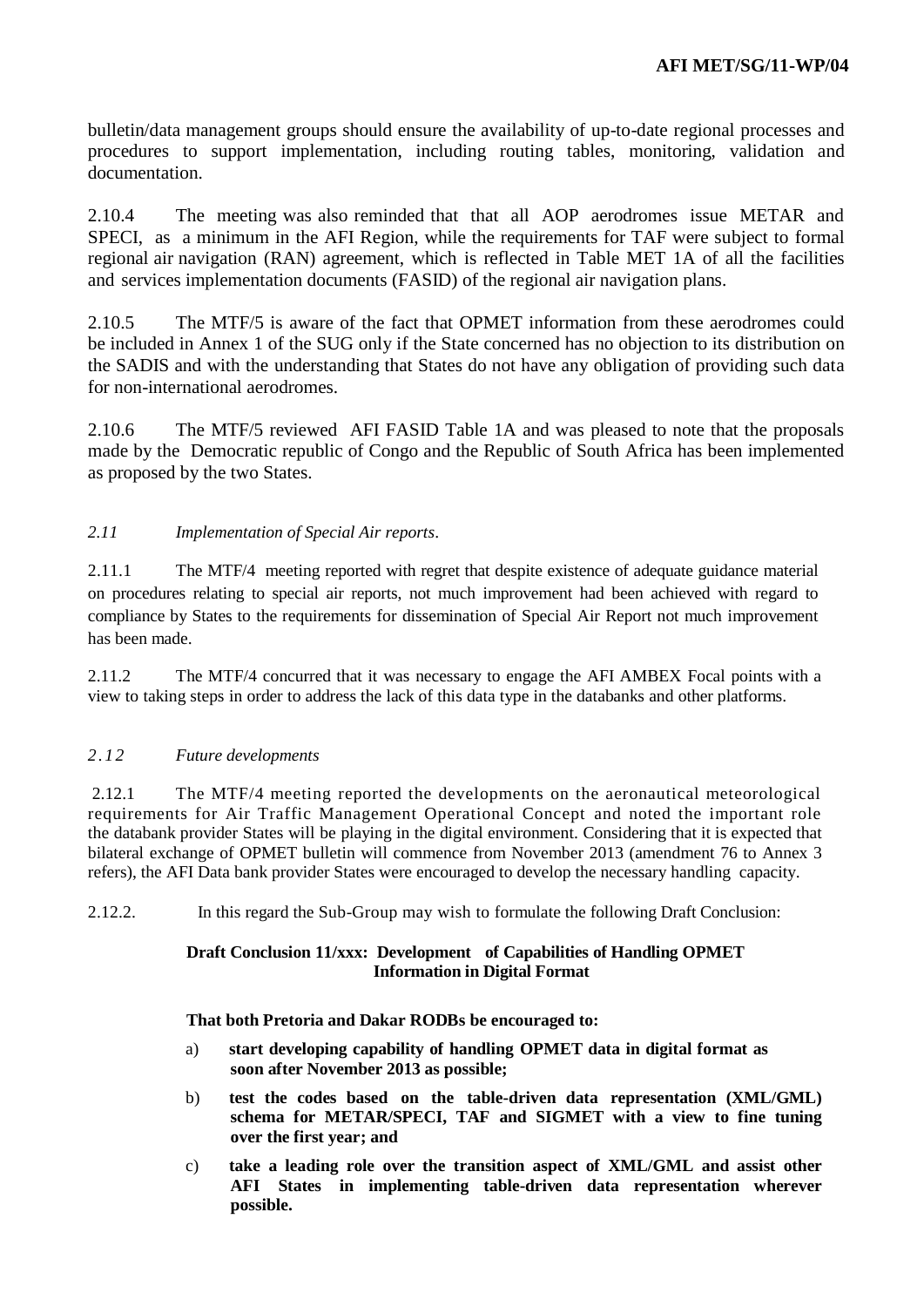bulletin/data management groups should ensure the availability of up-to-date regional processes and procedures to support implementation, including routing tables, monitoring, validation and documentation.

2.10.4 The meeting was also reminded that that all AOP aerodromes issue METAR and SPECI, as a minimum in the AFI Region, while the requirements for TAF were subject to formal regional air navigation (RAN) agreement, which is reflected in Table MET 1A of all the facilities and services implementation documents (FASID) of the regional air navigation plans.

2.10.5 The MTF/5 is aware of the fact that OPMET information from these aerodromes could be included in Annex 1 of the SUG only if the State concerned has no objection to its distribution on the SADIS and with the understanding that States do not have any obligation of providing such data for non-international aerodromes.

2.10.6 The MTF/5 reviewed AFI FASID Table 1A and was pleased to note that the proposals made by the Democratic republic of Congo and the Republic of South Africa has been implemented as proposed by the two States.

*2.11 Implementation of Special Air reports*.

2.11.1 The MTF/4 meeting reported with regret that despite existence of adequate guidance material on procedures relating to special air reports, not much improvement had been achieved with regard to compliance by States to the requirements for dissemination of Special Air Report not much improvement has been made.

2.11.2 The MTF/4 concurred that it was necessary to engage the AFI AMBEX Focal points with a view to taking steps in order to address the lack of this data type in the databanks and other platforms.

*2.12 Future developments*

2.12.1 The MTF/4 meeting reported the developments on the aeronautical meteorological requirements for Air Traffic Management Operational Concept and noted the important role the databank provider States will be playing in the digital environment. Considering that it is expected that bilateral exchange of OPMET bulletin will commence from November 2013 (amendment 76 to Annex 3 refers), the AFI Data bank provider States were encouraged to develop the necessary handling capacity.

2.12.2. In this regard the Sub-Group may wish to formulate the following Draft Conclusion:

**Draft Conclusion 11/xxx: Development of Capabilities of Handling OPMET Information in Digital Format**

**That both Pretoria and Dakar RODBs be encouraged to:**

a) **start developing capability of handling OPMET data in digital format as soon after November 2013 as possible;**

b) **test the codes based on the table-driven data representation (XML/GML) schema for METAR/SPECI, TAF and SIGMET with a view to fine tuning over the first year; and**

c) **take a leading role over the transition aspect of XML/GML and assist other AFI States in implementing table-driven data representation wherever possible.**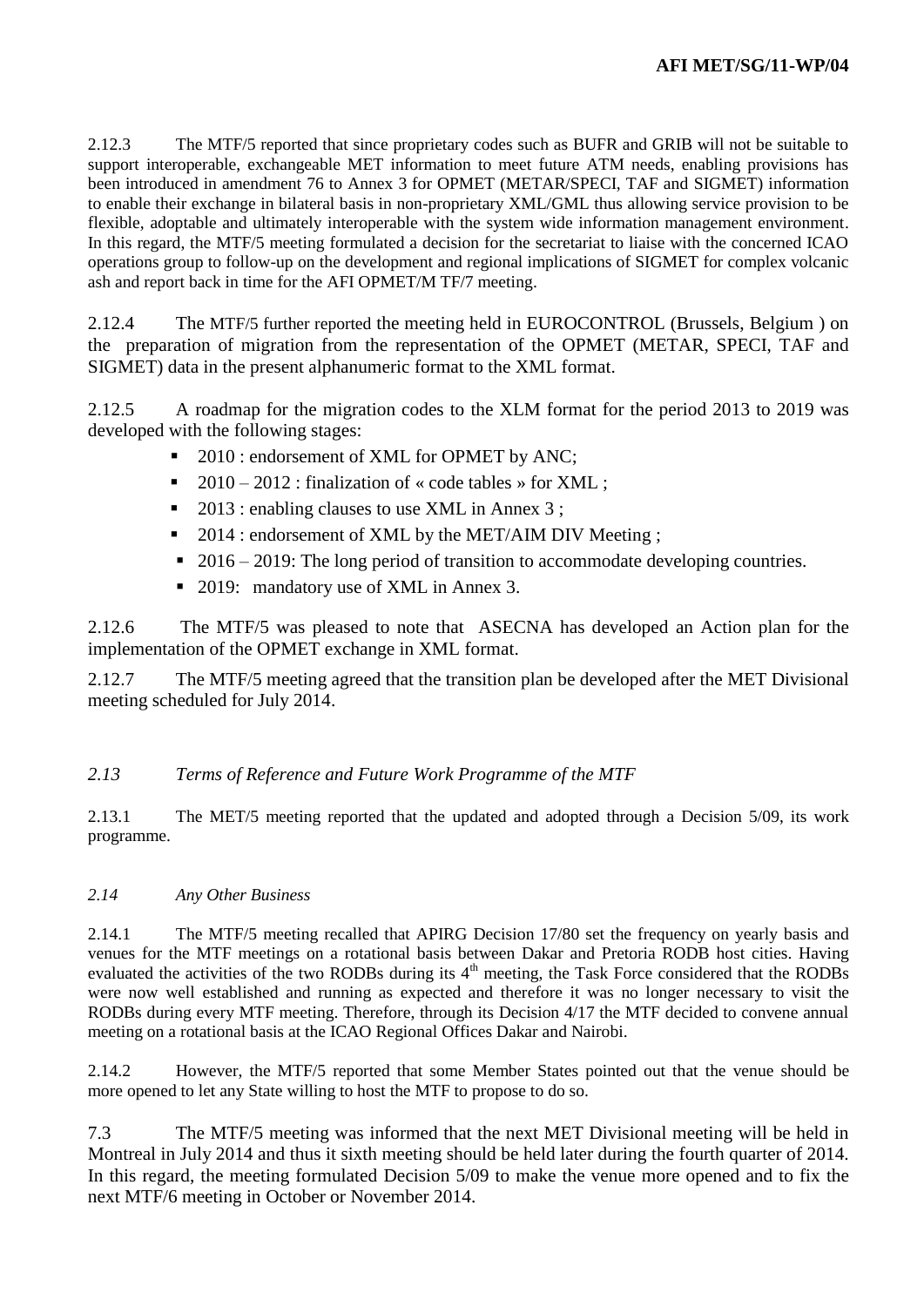2.12.3 The MTF/5 reported that since proprietary codes such as BUFR and GRIB will not be suitable to support interoperable, exchangeable MET information to meet future ATM needs, enabling provisions has been introduced in amendment 76 to Annex 3 for OPMET (METAR/SPECI, TAF and SIGMET) information to enable their exchange in bilateral basis in non-proprietary XML/GML thus allowing service provision to be flexible, adoptable and ultimately interoperable with the system wide information management environment. In this regard, the MTF/5 meeting formulated a decision for the secretariat to liaise with the concerned ICAO operations group to follow-up on the development and regional implications of SIGMET for complex volcanic ash and report back in time for the AFI OPMET/M TF/7 meeting.

2.12.4 The MTF/5 further reported the meeting held in EUROCONTROL (Brussels, Belgium ) on the preparation of migration from the representation of the OPMET (METAR, SPECI, TAF and SIGMET) data in the present alphanumeric format to the XML format.

2.12.5 A roadmap for the migration codes to the XLM format for the period 2013 to 2019 was developed with the following stages:

- 2010 : endorsement of XML for OPMET by ANC;
- 2010 – 2012 : finalization of « code tables » for XML ;
- 2013 : enabling clauses to use XML in Annex 3 ;
- 2014 : endorsement of XML by the MET/AIM DIV Meeting ;
- 2016 – 2019: The long period of transition to accommodate developing countries.
- 2019: mandatory use of XML in Annex 3.

2.12.6 The MTF/5 was pleased to note that ASECNA has developed an Action plan for the implementation of the OPMET exchange in XML format.

2.12.7 The MTF/5 meeting agreed that the transition plan be developed after the MET Divisional meeting scheduled for July 2014.

*2.13 Terms of Reference and Future Work Programme of the MTF*

2.13.1 The MET/5 meeting reported that the updated and adopted through a Decision 5/09, its work programme.

*2.14 Any Other Business*

2.14.1 The MTF/5 meeting recalled that APIRG Decision 17/80 set the frequency on yearly basis and venues for the MTF meetings on a rotational basis between Dakar and Pretoria RODB host cities. Having evaluated the activities of the two RODBs during its 4th meeting, the Task Force considered that the RODBs were now well established and running as expected and therefore it was no longer necessary to visit the RODBs during every MTF meeting. Therefore, through its Decision 4/17 the MTF decided to convene annual meeting on a rotational basis at the ICAO Regional Offices Dakar and Nairobi.

2.14.2 However, the MTF/5 reported that some Member States pointed out that the venue should be more opened to let any State willing to host the MTF to propose to do so.

7.3 The MTF/5 meeting was informed that the next MET Divisional meeting will be held in Montreal in July 2014 and thus it sixth meeting should be held later during the fourth quarter of 2014. In this regard, the meeting formulated Decision 5/09 to make the venue more opened and to fix the next MTF/6 meeting in October or November 2014.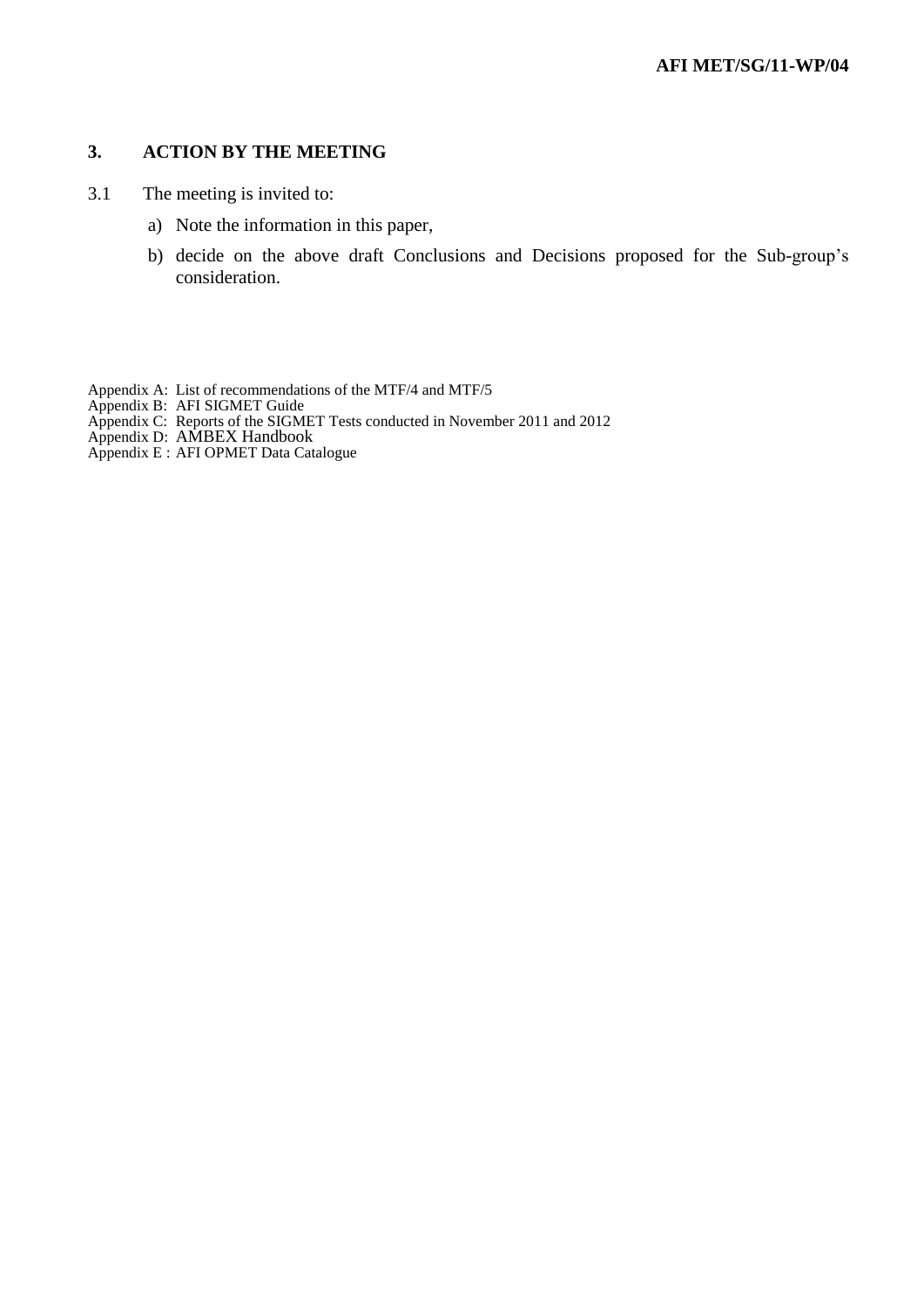## 3. ACTION BY THE MEETING

3.1 The meeting is invited to:

a) Note the information in this paper,

b) decide on the above draft Conclusions and Decisions proposed for the Sub-group's consideration.

Appendix A: List of recommendations of the MTF/4 and MTF/5
Appendix B: AFI SIGMET Guide
Appendix C: Reports of the SIGMET Tests conducted in November 2011 and 2012
Appendix D: AMBEX Handbook
Appendix E : AFI OPMET Data Catalogue